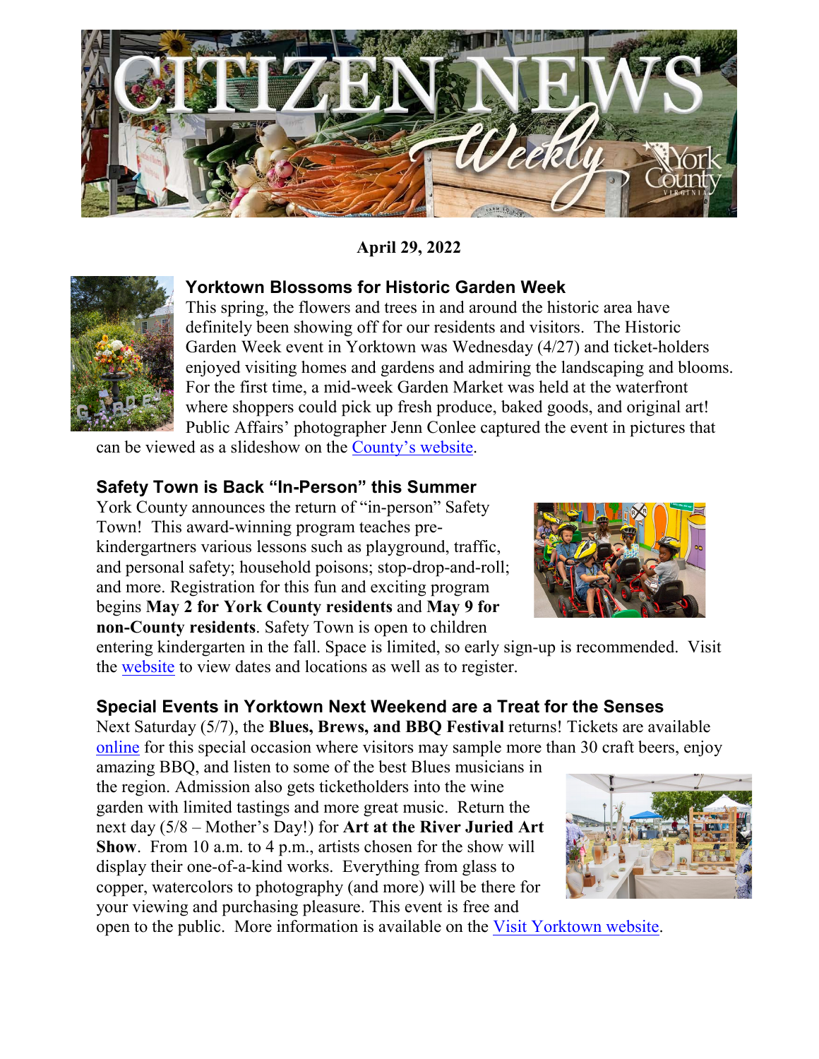# Citizen News Weekly

**April 29, 2022**

### Yorktown Blossoms for Historic Garden Week

This spring, the flowers and trees in and around the historic area have definitely been showing off for our residents and visitors. The Historic Garden Week event in Yorktown was Wednesday (4/27) and ticket-holders enjoyed visiting homes and gardens and admiring the landscaping and blooms. For the first time, a mid-week Garden Market was held at the waterfront where shoppers could pick up fresh produce, baked goods, and original art! Public Affairs' photographer Jenn Conlee captured the event in pictures that can be viewed as a slideshow on the County's website.

### Safety Town is Back "In-Person" this Summer

York County announces the return of "in-person" Safety Town! This award-winning program teaches pre-kindergartners various lessons such as playground, traffic, and personal safety; household poisons; stop-drop-and-roll; and more. Registration for this fun and exciting program begins **May 2 for York County residents** and **May 9 for non-County residents**. Safety Town is open to children entering kindergarten in the fall. Space is limited, so early sign-up is recommended. Visit the website to view dates and locations as well as to register.

### Special Events in Yorktown Next Weekend are a Treat for the Senses

Next Saturday (5/7), the **Blues, Brews, and BBQ Festival** returns! Tickets are available online for this special occasion where visitors may sample more than 30 craft beers, enjoy amazing BBQ, and listen to some of the best Blues musicians in the region. Admission also gets ticketholders into the wine garden with limited tastings and more great music. Return the next day (5/8 – Mother's Day!) for **Art at the River Juried Art Show**. From 10 a.m. to 4 p.m., artists chosen for the show will display their one-of-a-kind works. Everything from glass to copper, watercolors to photography (and more) will be there for your viewing and purchasing pleasure. This event is free and open to the public. More information is available on the Visit Yorktown website.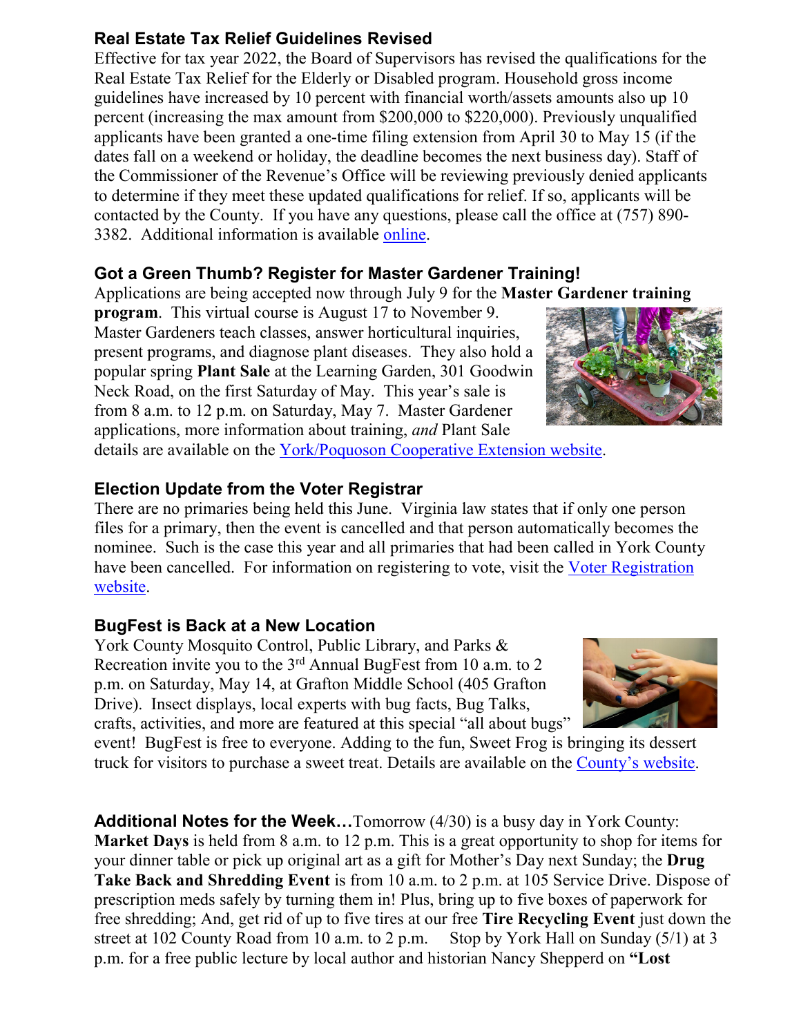### Real Estate Tax Relief Guidelines Revised

Effective for tax year 2022, the Board of Supervisors has revised the qualifications for the Real Estate Tax Relief for the Elderly or Disabled program. Household gross income guidelines have increased by 10 percent with financial worth/assets amounts also up 10 percent (increasing the max amount from $200,000 to $220,000). Previously unqualified applicants have been granted a one-time filing extension from April 30 to May 15 (if the dates fall on a weekend or holiday, the deadline becomes the next business day). Staff of the Commissioner of the Revenue's Office will be reviewing previously denied applicants to determine if they meet these updated qualifications for relief. If so, applicants will be contacted by the County. If you have any questions, please call the office at (757) 890-3382. Additional information is available online.

### Got a Green Thumb? Register for Master Gardener Training!

Applications are being accepted now through July 9 for the **Master Gardener training program**. This virtual course is August 17 to November 9. Master Gardeners teach classes, answer horticultural inquiries, present programs, and diagnose plant diseases. They also hold a popular spring **Plant Sale** at the Learning Garden, 301 Goodwin Neck Road, on the first Saturday of May. This year's sale is from 8 a.m. to 12 p.m. on Saturday, May 7. Master Gardener applications, more information about training, *and* Plant Sale details are available on the York/Poquoson Cooperative Extension website.

### Election Update from the Voter Registrar

There are no primaries being held this June. Virginia law states that if only one person files for a primary, then the event is cancelled and that person automatically becomes the nominee. Such is the case this year and all primaries that had been called in York County have been cancelled. For information on registering to vote, visit the Voter Registration website.

### BugFest is Back at a New Location

York County Mosquito Control, Public Library, and Parks & Recreation invite you to the 3rd Annual BugFest from 10 a.m. to 2 p.m. on Saturday, May 14, at Grafton Middle School (405 Grafton Drive). Insect displays, local experts with bug facts, Bug Talks, crafts, activities, and more are featured at this special "all about bugs" event! BugFest is free to everyone. Adding to the fun, Sweet Frog is bringing its dessert truck for visitors to purchase a sweet treat. Details are available on the County's website.

**Additional Notes for the Week…** Tomorrow (4/30) is a busy day in York County: **Market Days** is held from 8 a.m. to 12 p.m. This is a great opportunity to shop for items for your dinner table or pick up original art as a gift for Mother's Day next Sunday; the **Drug Take Back and Shredding Event** is from 10 a.m. to 2 p.m. at 105 Service Drive. Dispose of prescription meds safely by turning them in! Plus, bring up to five boxes of paperwork for free shredding; And, get rid of up to five tires at our free **Tire Recycling Event** just down the street at 102 County Road from 10 a.m. to 2 p.m. Stop by York Hall on Sunday (5/1) at 3 p.m. for a free public lecture by local author and historian Nancy Shepperd on **"Lost**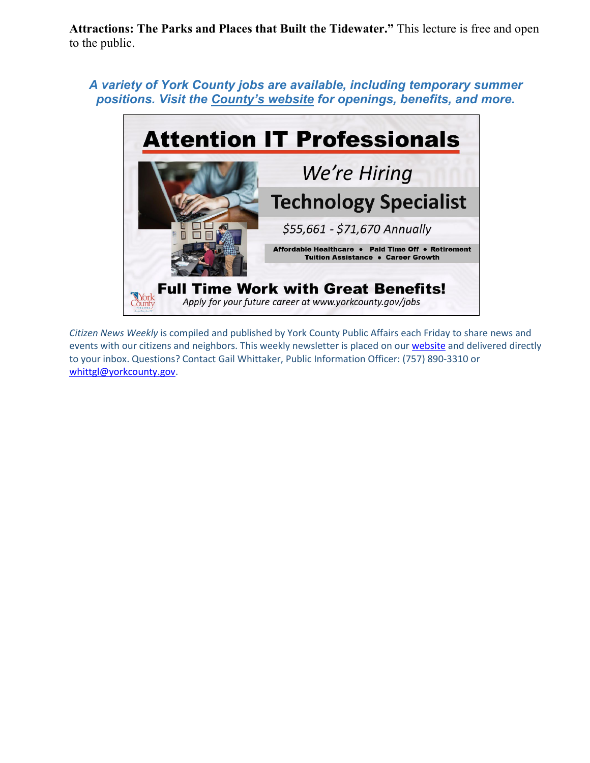**Attractions: The Parks and Places that Built the Tidewater."** This lecture is free and open to the public.

***A variety of York County jobs are available, including temporary summer positions. Visit the County's website for openings, benefits, and more.***

# Attention IT Professionals

*We're Hiring*

## Technology Specialist

*$55,661 - $71,670 Annually*

**Affordable Healthcare • Paid Time Off • Retirement**
**Tuition Assistance • Career Growth**

**Full Time Work with Great Benefits!**

*Apply for your future career at www.yorkcounty.gov/jobs*

*Citizen News Weekly* is compiled and published by York County Public Affairs each Friday to share news and events with our citizens and neighbors. This weekly newsletter is placed on our website and delivered directly to your inbox. Questions? Contact Gail Whittaker, Public Information Officer: (757) 890-3310 or whittgl@yorkcounty.gov.